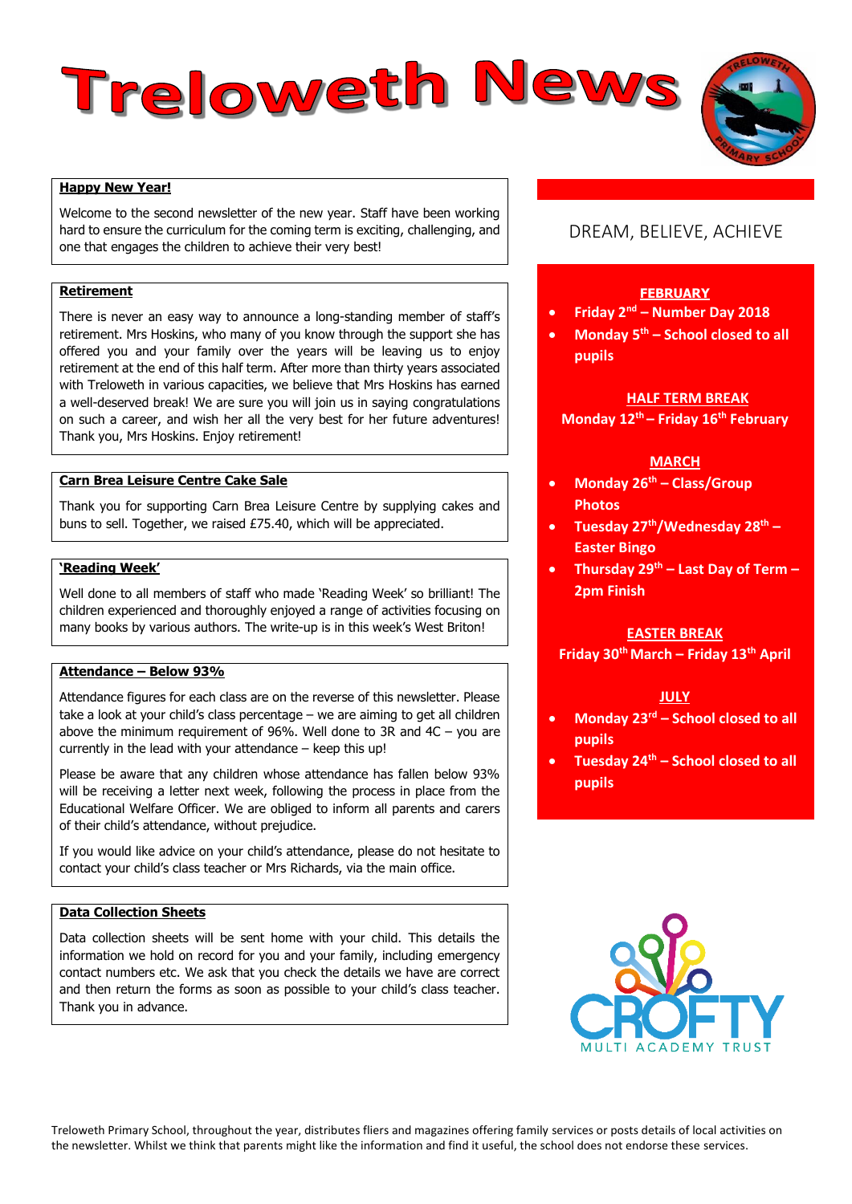# Treloweth News

## Happy New Year!

Welcome to the second newsletter of the new year. Staff have been working hard to ensure the curriculum for the coming term is exciting, challenging, and one that engages the children to achieve their very best!

## Retirement

There is never an easy way to announce a long-standing member of staff's retirement. Mrs Hoskins, who many of you know through the support she has offered you and your family over the years will be leaving us to enjoy retirement at the end of this half term. After more than thirty years associated with Treloweth in various capacities, we believe that Mrs Hoskins has earned a well-deserved break! We are sure you will join us in saying congratulations on such a career, and wish her all the very best for her future adventures! Thank you, Mrs Hoskins. Enjoy retirement!

## Carn Brea Leisure Centre Cake Sale

Thank you for supporting Carn Brea Leisure Centre by supplying cakes and buns to sell. Together, we raised £75.40, which will be appreciated.

## 'Reading Week'

Well done to all members of staff who made 'Reading Week' so brilliant! The children experienced and thoroughly enjoyed a range of activities focusing on many books by various authors. The write-up is in this week's West Briton!

## Attendance – Below 93%

Attendance figures for each class are on the reverse of this newsletter. Please take a look at your child's class percentage – we are aiming to get all children above the minimum requirement of 96%. Well done to 3R and 4C – you are currently in the lead with your attendance – keep this up!

Please be aware that any children whose attendance has fallen below 93% will be receiving a letter next week, following the process in place from the Educational Welfare Officer. We are obliged to inform all parents and carers of their child's attendance, without prejudice.

If you would like advice on your child's attendance, please do not hesitate to contact your child's class teacher or Mrs Richards, via the main office.

## Data Collection Sheets

Data collection sheets will be sent home with your child. This details the information we hold on record for you and your family, including emergency contact numbers etc. We ask that you check the details we have are correct and then return the forms as soon as possible to your child's class teacher. Thank you in advance.

---

DREAM, BELIEVE, ACHIEVE

**FEBRUARY**

- **Friday 2nd – Number Day 2018**
- **Monday 5th – School closed to all pupils**

**HALF TERM BREAK**

**Monday 12th – Friday 16th February**

**MARCH**

- **Monday 26th – Class/Group Photos**
- **Tuesday 27th/Wednesday 28th – Easter Bingo**
- **Thursday 29th – Last Day of Term – 2pm Finish**

**EASTER BREAK**

**Friday 30th March – Friday 13th April**

**JULY**

- **Monday 23rd – School closed to all pupils**
- **Tuesday 24th – School closed to all pupils**

CROFTY MULTI ACADEMY TRUST

Treloweth Primary School, throughout the year, distributes fliers and magazines offering family services or posts details of local activities on the newsletter. Whilst we think that parents might like the information and find it useful, the school does not endorse these services.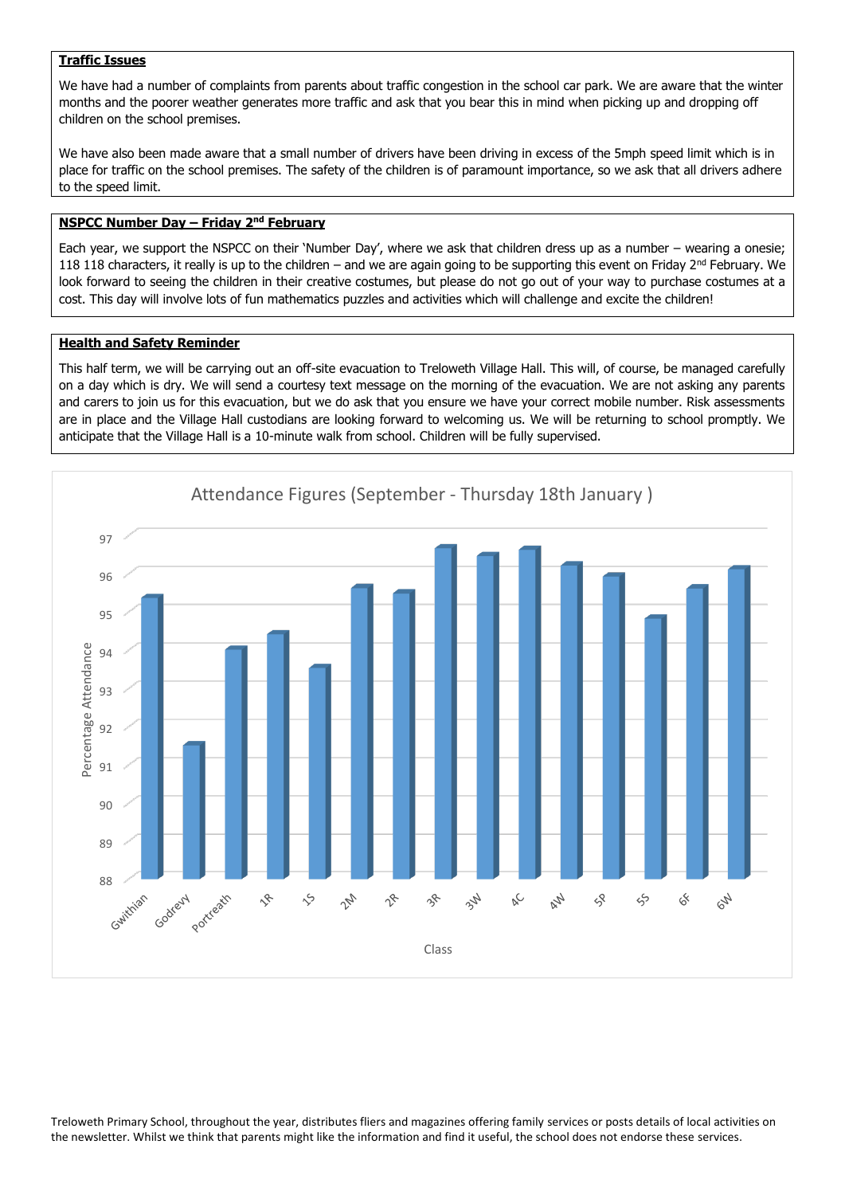**Traffic Issues**

We have had a number of complaints from parents about traffic congestion in the school car park. We are aware that the winter months and the poorer weather generates more traffic and ask that you bear this in mind when picking up and dropping off children on the school premises.

We have also been made aware that a small number of drivers have been driving in excess of the 5mph speed limit which is in place for traffic on the school premises. The safety of the children is of paramount importance, so we ask that all drivers adhere to the speed limit.

**NSPCC Number Day – Friday 2nd February**

Each year, we support the NSPCC on their 'Number Day', where we ask that children dress up as a number – wearing a onesie; 118 118 characters, it really is up to the children – and we are again going to be supporting this event on Friday 2nd February. We look forward to seeing the children in their creative costumes, but please do not go out of your way to purchase costumes at a cost. This day will involve lots of fun mathematics puzzles and activities which will challenge and excite the children!

**Health and Safety Reminder**

This half term, we will be carrying out an off-site evacuation to Treloweth Village Hall. This will, of course, be managed carefully on a day which is dry. We will send a courtesy text message on the morning of the evacuation. We are not asking any parents and carers to join us for this evacuation, but we do ask that you ensure we have your correct mobile number. Risk assessments are in place and the Village Hall custodians are looking forward to welcoming us. We will be returning to school promptly. We anticipate that the Village Hall is a 10-minute walk from school. Children will be fully supervised.

Attendance Figures (September - Thursday 18th January )

Percentage Attendance

97
96
95
94
93
92
91
90
89
88

Gwithian, Godrevy, Portreath, 1R, 1S, 2M, 2R, 3R, 3W, 4C, 4W, 5P, 5S, 6F, 6W

Class

Treloweth Primary School, throughout the year, distributes fliers and magazines offering family services or posts details of local activities on the newsletter. Whilst we think that parents might like the information and find it useful, the school does not endorse these services.